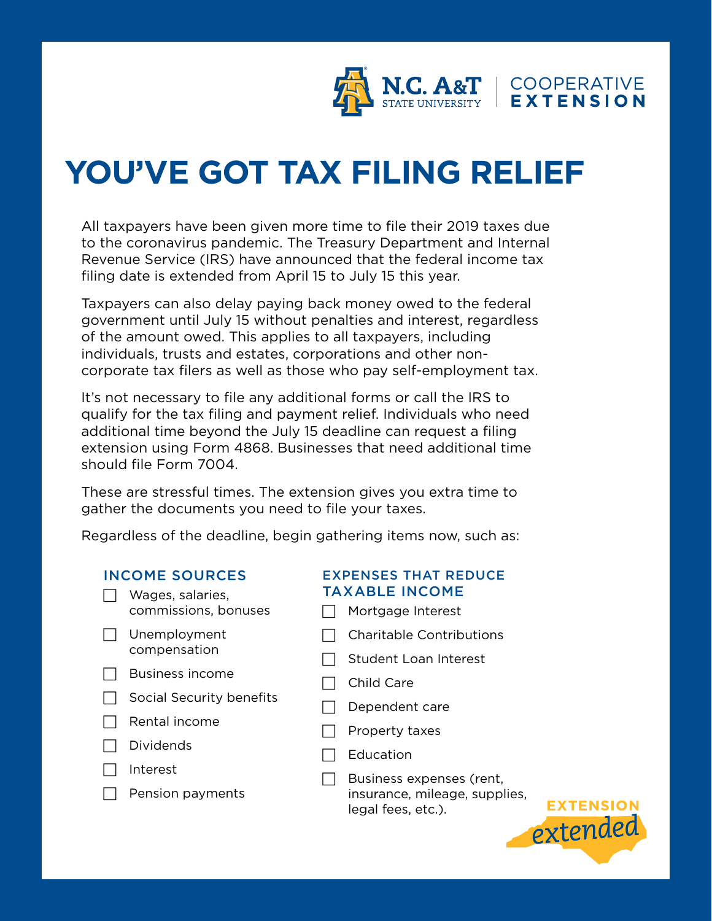N.C. A&T STATE UNIVERSITY | COOPERATIVE EXTENSION

# YOU'VE GOT TAX FILING RELIEF

All taxpayers have been given more time to file their 2019 taxes due to the coronavirus pandemic. The Treasury Department and Internal Revenue Service (IRS) have announced that the federal income tax filing date is extended from April 15 to July 15 this year.

Taxpayers can also delay paying back money owed to the federal government until July 15 without penalties and interest, regardless of the amount owed. This applies to all taxpayers, including individuals, trusts and estates, corporations and other non-corporate tax filers as well as those who pay self-employment tax.

It's not necessary to file any additional forms or call the IRS to qualify for the tax filing and payment relief. Individuals who need additional time beyond the July 15 deadline can request a filing extension using Form 4868. Businesses that need additional time should file Form 7004.

These are stressful times. The extension gives you extra time to gather the documents you need to file your taxes.

Regardless of the deadline, begin gathering items now, such as:

## INCOME SOURCES

- [ ] Wages, salaries, commissions, bonuses
- [ ] Unemployment compensation
- [ ] Business income
- [ ] Social Security benefits
- [ ] Rental income
- [ ] Dividends
- [ ] Interest
- [ ] Pension payments

## EXPENSES THAT REDUCE TAXABLE INCOME

- [ ] Mortgage Interest
- [ ] Charitable Contributions
- [ ] Student Loan Interest
- [ ] Child Care
- [ ] Dependent care
- [ ] Property taxes
- [ ] Education
- [ ] Business expenses (rent, insurance, mileage, supplies, legal fees, etc.).

EXTENSION *extended*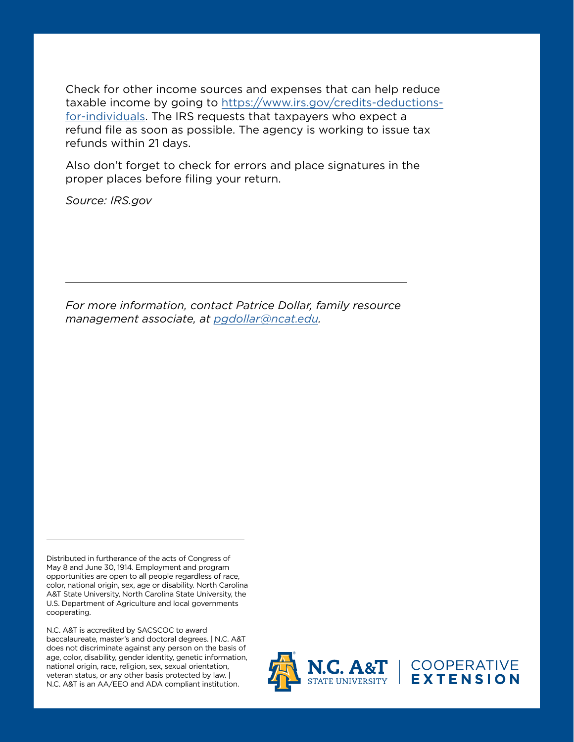Check for other income sources and expenses that can help reduce taxable income by going to [https://www.irs.gov/credits-deductions-for-individuals](https://www.irs.gov/credits-deductions-for-individuals). The IRS requests that taxpayers who expect a refund file as soon as possible. The agency is working to issue tax refunds within 21 days.

Also don't forget to check for errors and place signatures in the proper places before filing your return.

*Source: IRS.gov*

---

*For more information, contact Patrice Dollar, family resource management associate, at [pgdollar@ncat.edu](mailto:pgdollar@ncat.edu).*

---

Distributed in furtherance of the acts of Congress of May 8 and June 30, 1914. Employment and program opportunities are open to all people regardless of race, color, national origin, sex, age or disability. North Carolina A&T State University, North Carolina State University, the U.S. Department of Agriculture and local governments cooperating.

N.C. A&T is accredited by SACSCOC to award baccalaureate, master's and doctoral degrees. | N.C. A&T does not discriminate against any person on the basis of age, color, disability, gender identity, genetic information, national origin, race, religion, sex, sexual orientation, veteran status, or any other basis protected by law. | N.C. A&T is an AA/EEO and ADA compliant institution.

N.C. A&T STATE UNIVERSITY | COOPERATIVE EXTENSION